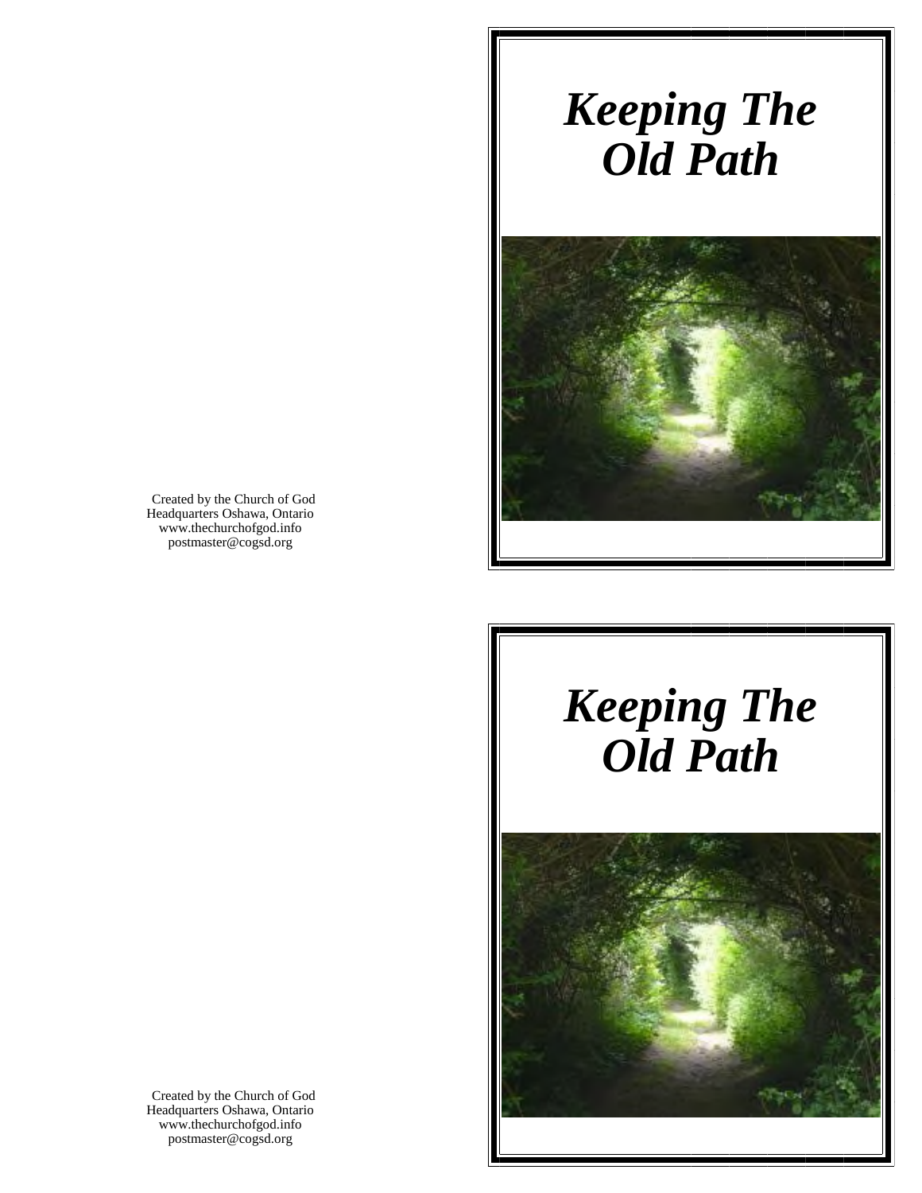# Keeping The Old Path

Created by the Church of God
Headquarters Oshawa, Ontario
www.thechurchofgod.info
postmaster@cogsd.org

# Keeping The Old Path

Created by the Church of God
Headquarters Oshawa, Ontario
www.thechurchofgod.info
postmaster@cogsd.org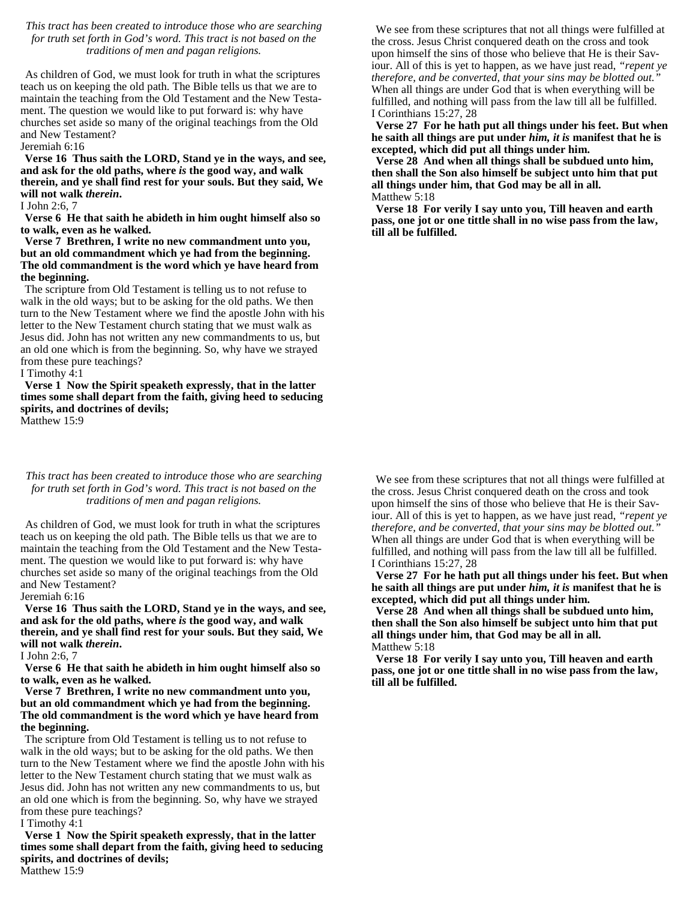*This tract has been created to introduce those who are searching for truth set forth in God's word. This tract is not based on the traditions of men and pagan religions.*

As children of God, we must look for truth in what the scriptures teach us on keeping the old path. The Bible tells us that we are to maintain the teaching from the Old Testament and the New Testament. The question we would like to put forward is: why have churches set aside so many of the original teachings from the Old and New Testament?

Jeremiah 6:16

**Verse 16 Thus saith the LORD, Stand ye in the ways, and see, and ask for the old paths, where *is* the good way, and walk therein, and ye shall find rest for your souls. But they said, We will not walk *therein*.**

I John 2:6, 7

**Verse 6 He that saith he abideth in him ought himself also so to walk, even as he walked.**

**Verse 7 Brethren, I write no new commandment unto you, but an old commandment which ye had from the beginning. The old commandment is the word which ye have heard from the beginning.**

The scripture from Old Testament is telling us to not refuse to walk in the old ways; but to be asking for the old paths. We then turn to the New Testament where we find the apostle John with his letter to the New Testament church stating that we must walk as Jesus did. John has not written any new commandments to us, but an old one which is from the beginning. So, why have we strayed from these pure teachings?

I Timothy 4:1

**Verse 1 Now the Spirit speaketh expressly, that in the latter times some shall depart from the faith, giving heed to seducing spirits, and doctrines of devils;**

Matthew 15:9

We see from these scriptures that not all things were fulfilled at the cross. Jesus Christ conquered death on the cross and took upon himself the sins of those who believe that He is their Saviour. All of this is yet to happen, as we have just read, *"repent ye therefore, and be converted, that your sins may be blotted out."* When all things are under God that is when everything will be fulfilled, and nothing will pass from the law till all be fulfilled.

I Corinthians 15:27, 28

**Verse 27 For he hath put all things under his feet. But when he saith all things are put under *him, it is* manifest that he is excepted, which did put all things under him.**

**Verse 28 And when all things shall be subdued unto him, then shall the Son also himself be subject unto him that put all things under him, that God may be all in all.**

Matthew 5:18

**Verse 18 For verily I say unto you, Till heaven and earth pass, one jot or one tittle shall in no wise pass from the law, till all be fulfilled.**

*This tract has been created to introduce those who are searching for truth set forth in God's word. This tract is not based on the traditions of men and pagan religions.*

As children of God, we must look for truth in what the scriptures teach us on keeping the old path. The Bible tells us that we are to maintain the teaching from the Old Testament and the New Testament. The question we would like to put forward is: why have churches set aside so many of the original teachings from the Old and New Testament?

Jeremiah 6:16

**Verse 16 Thus saith the LORD, Stand ye in the ways, and see, and ask for the old paths, where *is* the good way, and walk therein, and ye shall find rest for your souls. But they said, We will not walk *therein*.**

I John 2:6, 7

**Verse 6 He that saith he abideth in him ought himself also so to walk, even as he walked.**

**Verse 7 Brethren, I write no new commandment unto you, but an old commandment which ye had from the beginning. The old commandment is the word which ye have heard from the beginning.**

The scripture from Old Testament is telling us to not refuse to walk in the old ways; but to be asking for the old paths. We then turn to the New Testament where we find the apostle John with his letter to the New Testament church stating that we must walk as Jesus did. John has not written any new commandments to us, but an old one which is from the beginning. So, why have we strayed from these pure teachings?

I Timothy 4:1

**Verse 1 Now the Spirit speaketh expressly, that in the latter times some shall depart from the faith, giving heed to seducing spirits, and doctrines of devils;**

Matthew 15:9

We see from these scriptures that not all things were fulfilled at the cross. Jesus Christ conquered death on the cross and took upon himself the sins of those who believe that He is their Saviour. All of this is yet to happen, as we have just read, *"repent ye therefore, and be converted, that your sins may be blotted out."* When all things are under God that is when everything will be fulfilled, and nothing will pass from the law till all be fulfilled.

I Corinthians 15:27, 28

**Verse 27 For he hath put all things under his feet. But when he saith all things are put under *him, it is* manifest that he is excepted, which did put all things under him.**

**Verse 28 And when all things shall be subdued unto him, then shall the Son also himself be subject unto him that put all things under him, that God may be all in all.**

Matthew 5:18

**Verse 18 For verily I say unto you, Till heaven and earth pass, one jot or one tittle shall in no wise pass from the law, till all be fulfilled.**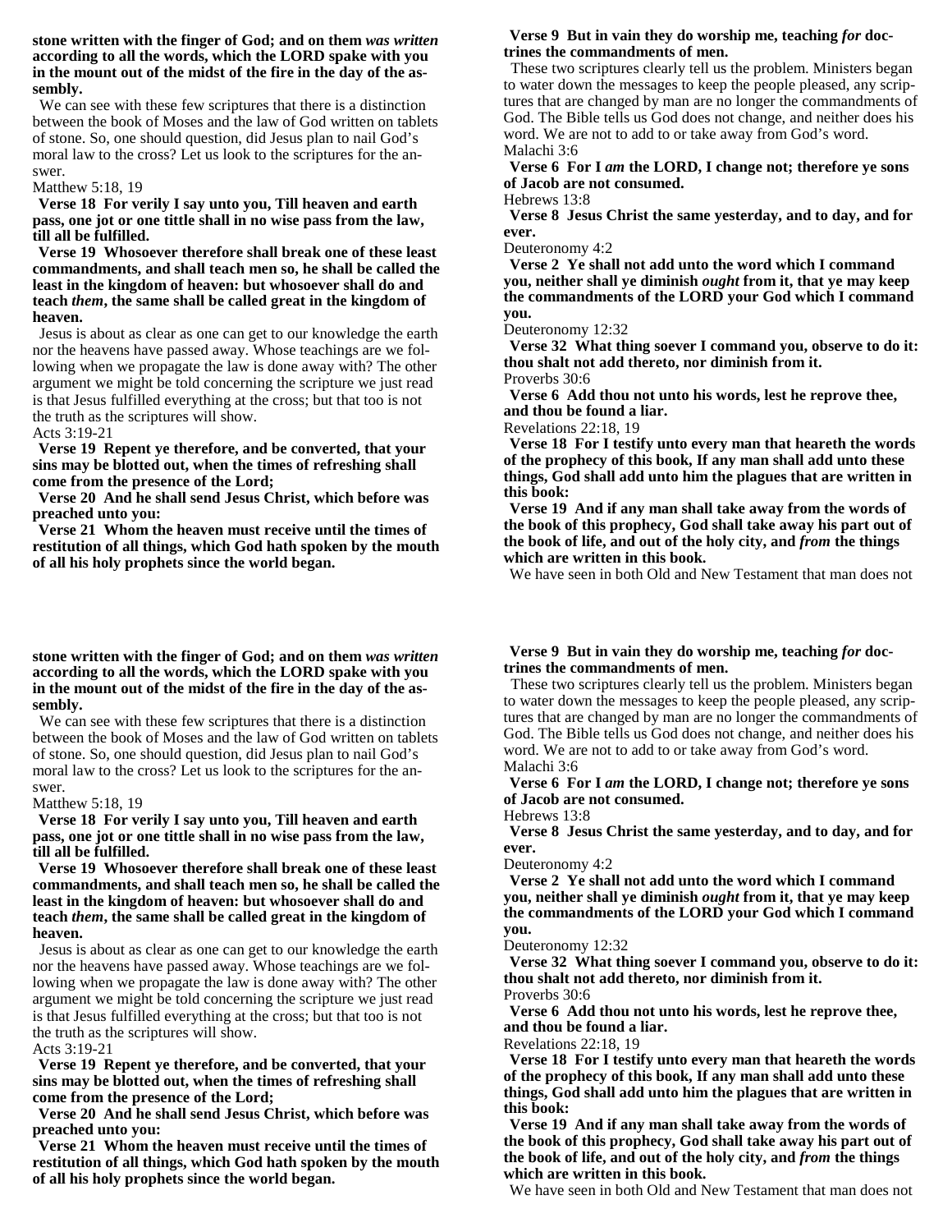**stone written with the finger of God; and on them *was written* according to all the words, which the LORD spake with you in the mount out of the midst of the fire in the day of the assembly.**

We can see with these few scriptures that there is a distinction between the book of Moses and the law of God written on tablets of stone. So, one should question, did Jesus plan to nail God's moral law to the cross? Let us look to the scriptures for the answer.

Matthew 5:18, 19

**Verse 18 For verily I say unto you, Till heaven and earth pass, one jot or one tittle shall in no wise pass from the law, till all be fulfilled.**

**Verse 19 Whosoever therefore shall break one of these least commandments, and shall teach men so, he shall be called the least in the kingdom of heaven: but whosoever shall do and teach *them*, the same shall be called great in the kingdom of heaven.**

Jesus is about as clear as one can get to our knowledge the earth nor the heavens have passed away. Whose teachings are we following when we propagate the law is done away with? The other argument we might be told concerning the scripture we just read is that Jesus fulfilled everything at the cross; but that too is not the truth as the scriptures will show.

Acts 3:19-21

**Verse 19 Repent ye therefore, and be converted, that your sins may be blotted out, when the times of refreshing shall come from the presence of the Lord;**

**Verse 20 And he shall send Jesus Christ, which before was preached unto you:**

**Verse 21 Whom the heaven must receive until the times of restitution of all things, which God hath spoken by the mouth of all his holy prophets since the world began.**

**Verse 9 But in vain they do worship me, teaching *for* doctrines the commandments of men.**

These two scriptures clearly tell us the problem. Ministers began to water down the messages to keep the people pleased, any scriptures that are changed by man are no longer the commandments of God. The Bible tells us God does not change, and neither does his word. We are not to add to or take away from God's word.

Malachi 3:6

**Verse 6 For I *am* the LORD, I change not; therefore ye sons of Jacob are not consumed.**

Hebrews 13:8

**Verse 8 Jesus Christ the same yesterday, and to day, and for ever.**

Deuteronomy 4:2

**Verse 2 Ye shall not add unto the word which I command you, neither shall ye diminish *ought* from it, that ye may keep the commandments of the LORD your God which I command you.**

Deuteronomy 12:32

**Verse 32 What thing soever I command you, observe to do it: thou shalt not add thereto, nor diminish from it.**

Proverbs 30:6

**Verse 6 Add thou not unto his words, lest he reprove thee, and thou be found a liar.**

Revelations 22:18, 19

**Verse 18 For I testify unto every man that heareth the words of the prophecy of this book, If any man shall add unto these things, God shall add unto him the plagues that are written in this book:**

**Verse 19 And if any man shall take away from the words of the book of this prophecy, God shall take away his part out of the book of life, and out of the holy city, and *from* the things which are written in this book.**

We have seen in both Old and New Testament that man does not

**stone written with the finger of God; and on them *was written* according to all the words, which the LORD spake with you in the mount out of the midst of the fire in the day of the assembly.**

We can see with these few scriptures that there is a distinction between the book of Moses and the law of God written on tablets of stone. So, one should question, did Jesus plan to nail God's moral law to the cross? Let us look to the scriptures for the answer.

Matthew 5:18, 19

**Verse 18 For verily I say unto you, Till heaven and earth pass, one jot or one tittle shall in no wise pass from the law, till all be fulfilled.**

**Verse 19 Whosoever therefore shall break one of these least commandments, and shall teach men so, he shall be called the least in the kingdom of heaven: but whosoever shall do and teach *them*, the same shall be called great in the kingdom of heaven.**

Jesus is about as clear as one can get to our knowledge the earth nor the heavens have passed away. Whose teachings are we following when we propagate the law is done away with? The other argument we might be told concerning the scripture we just read is that Jesus fulfilled everything at the cross; but that too is not the truth as the scriptures will show.

Acts 3:19-21

**Verse 19 Repent ye therefore, and be converted, that your sins may be blotted out, when the times of refreshing shall come from the presence of the Lord;**

**Verse 20 And he shall send Jesus Christ, which before was preached unto you:**

**Verse 21 Whom the heaven must receive until the times of restitution of all things, which God hath spoken by the mouth of all his holy prophets since the world began.**

**Verse 9 But in vain they do worship me, teaching *for* doctrines the commandments of men.**

These two scriptures clearly tell us the problem. Ministers began to water down the messages to keep the people pleased, any scriptures that are changed by man are no longer the commandments of God. The Bible tells us God does not change, and neither does his word. We are not to add to or take away from God's word.

Malachi 3:6

**Verse 6 For I *am* the LORD, I change not; therefore ye sons of Jacob are not consumed.**

Hebrews 13:8

**Verse 8 Jesus Christ the same yesterday, and to day, and for ever.**

Deuteronomy 4:2

**Verse 2 Ye shall not add unto the word which I command you, neither shall ye diminish *ought* from it, that ye may keep the commandments of the LORD your God which I command you.**

Deuteronomy 12:32

**Verse 32 What thing soever I command you, observe to do it: thou shalt not add thereto, nor diminish from it.**

Proverbs 30:6

**Verse 6 Add thou not unto his words, lest he reprove thee, and thou be found a liar.**

Revelations 22:18, 19

**Verse 18 For I testify unto every man that heareth the words of the prophecy of this book, If any man shall add unto these things, God shall add unto him the plagues that are written in this book:**

**Verse 19 And if any man shall take away from the words of the book of this prophecy, God shall take away his part out of the book of life, and out of the holy city, and *from* the things which are written in this book.**

We have seen in both Old and New Testament that man does not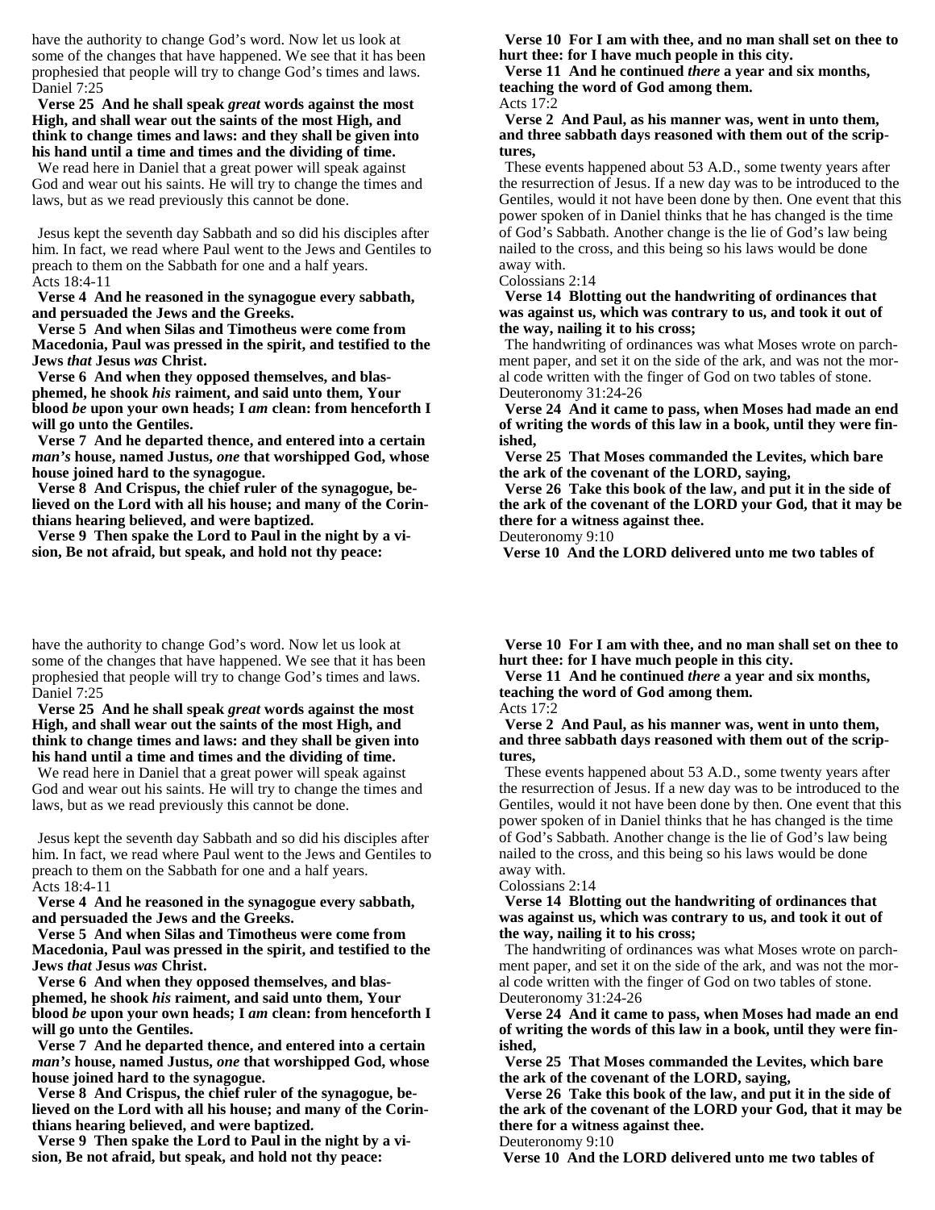have the authority to change God's word. Now let us look at some of the changes that have happened. We see that it has been prophesied that people will try to change God's times and laws.
Daniel 7:25

**Verse 25 And he shall speak *great* words against the most High, and shall wear out the saints of the most High, and think to change times and laws: and they shall be given into his hand until a time and times and the dividing of time.**

We read here in Daniel that a great power will speak against God and wear out his saints. He will try to change the times and laws, but as we read previously this cannot be done.

Jesus kept the seventh day Sabbath and so did his disciples after him. In fact, we read where Paul went to the Jews and Gentiles to preach to them on the Sabbath for one and a half years.
Acts 18:4-11

**Verse 4 And he reasoned in the synagogue every sabbath, and persuaded the Jews and the Greeks.**

**Verse 5 And when Silas and Timotheus were come from Macedonia, Paul was pressed in the spirit, and testified to the Jews *that* Jesus *was* Christ.**

**Verse 6 And when they opposed themselves, and blasphemed, he shook *his* raiment, and said unto them, Your blood *be* upon your own heads; I *am* clean: from henceforth I will go unto the Gentiles.**

**Verse 7 And he departed thence, and entered into a certain *man's* house, named Justus, *one* that worshipped God, whose house joined hard to the synagogue.**

**Verse 8 And Crispus, the chief ruler of the synagogue, believed on the Lord with all his house; and many of the Corinthians hearing believed, and were baptized.**

**Verse 9 Then spake the Lord to Paul in the night by a vision, Be not afraid, but speak, and hold not thy peace:**

**Verse 10 For I am with thee, and no man shall set on thee to hurt thee: for I have much people in this city.**

**Verse 11 And he continued *there* a year and six months, teaching the word of God among them.**

Acts 17:2

**Verse 2 And Paul, as his manner was, went in unto them, and three sabbath days reasoned with them out of the scriptures,**

These events happened about 53 A.D., some twenty years after the resurrection of Jesus. If a new day was to be introduced to the Gentiles, would it not have been done by then. One event that this power spoken of in Daniel thinks that he has changed is the time of God's Sabbath. Another change is the lie of God's law being nailed to the cross, and this being so his laws would be done away with.
Colossians 2:14

**Verse 14 Blotting out the handwriting of ordinances that was against us, which was contrary to us, and took it out of the way, nailing it to his cross;**

The handwriting of ordinances was what Moses wrote on parchment paper, and set it on the side of the ark, and was not the moral code written with the finger of God on two tables of stone.
Deuteronomy 31:24-26

**Verse 24 And it came to pass, when Moses had made an end of writing the words of this law in a book, until they were finished,**

**Verse 25 That Moses commanded the Levites, which bare the ark of the covenant of the LORD, saying,**

**Verse 26 Take this book of the law, and put it in the side of the ark of the covenant of the LORD your God, that it may be there for a witness against thee.**

Deuteronomy 9:10

**Verse 10 And the LORD delivered unto me two tables of**

have the authority to change God's word. Now let us look at some of the changes that have happened. We see that it has been prophesied that people will try to change God's times and laws.
Daniel 7:25

**Verse 25 And he shall speak *great* words against the most High, and shall wear out the saints of the most High, and think to change times and laws: and they shall be given into his hand until a time and times and the dividing of time.**

We read here in Daniel that a great power will speak against God and wear out his saints. He will try to change the times and laws, but as we read previously this cannot be done.

Jesus kept the seventh day Sabbath and so did his disciples after him. In fact, we read where Paul went to the Jews and Gentiles to preach to them on the Sabbath for one and a half years.
Acts 18:4-11

**Verse 4 And he reasoned in the synagogue every sabbath, and persuaded the Jews and the Greeks.**

**Verse 5 And when Silas and Timotheus were come from Macedonia, Paul was pressed in the spirit, and testified to the Jews *that* Jesus *was* Christ.**

**Verse 6 And when they opposed themselves, and blasphemed, he shook *his* raiment, and said unto them, Your blood *be* upon your own heads; I *am* clean: from henceforth I will go unto the Gentiles.**

**Verse 7 And he departed thence, and entered into a certain *man's* house, named Justus, *one* that worshipped God, whose house joined hard to the synagogue.**

**Verse 8 And Crispus, the chief ruler of the synagogue, believed on the Lord with all his house; and many of the Corinthians hearing believed, and were baptized.**

**Verse 9 Then spake the Lord to Paul in the night by a vision, Be not afraid, but speak, and hold not thy peace:**

**Verse 10 For I am with thee, and no man shall set on thee to hurt thee: for I have much people in this city.**

**Verse 11 And he continued *there* a year and six months, teaching the word of God among them.**

Acts 17:2

**Verse 2 And Paul, as his manner was, went in unto them, and three sabbath days reasoned with them out of the scriptures,**

These events happened about 53 A.D., some twenty years after the resurrection of Jesus. If a new day was to be introduced to the Gentiles, would it not have been done by then. One event that this power spoken of in Daniel thinks that he has changed is the time of God's Sabbath. Another change is the lie of God's law being nailed to the cross, and this being so his laws would be done away with.
Colossians 2:14

**Verse 14 Blotting out the handwriting of ordinances that was against us, which was contrary to us, and took it out of the way, nailing it to his cross;**

The handwriting of ordinances was what Moses wrote on parchment paper, and set it on the side of the ark, and was not the moral code written with the finger of God on two tables of stone.
Deuteronomy 31:24-26

**Verse 24 And it came to pass, when Moses had made an end of writing the words of this law in a book, until they were finished,**

**Verse 25 That Moses commanded the Levites, which bare the ark of the covenant of the LORD, saying,**

**Verse 26 Take this book of the law, and put it in the side of the ark of the covenant of the LORD your God, that it may be there for a witness against thee.**

Deuteronomy 9:10

**Verse 10 And the LORD delivered unto me two tables of**